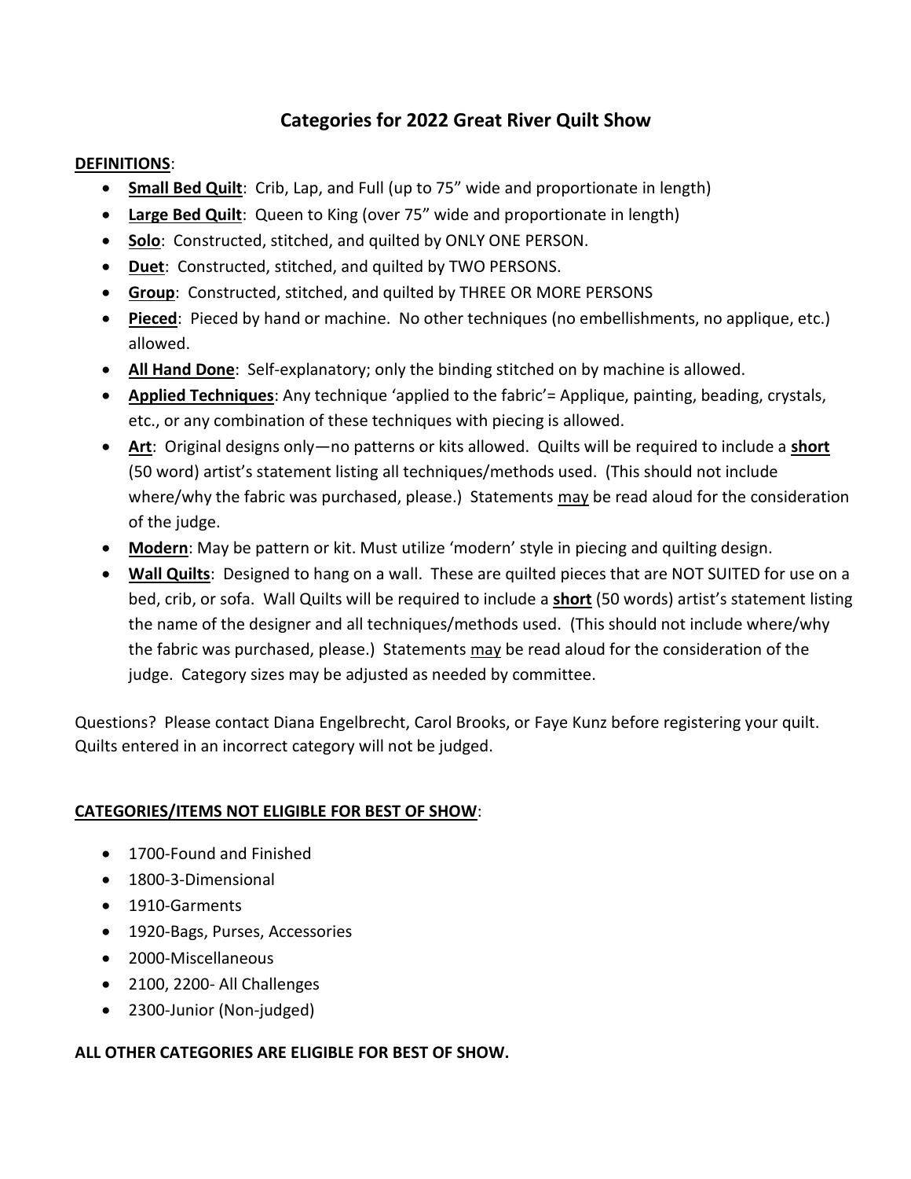# Categories for 2022 Great River Quilt Show

**DEFINITIONS**:

- **Small Bed Quilt**: Crib, Lap, and Full (up to 75" wide and proportionate in length)
- **Large Bed Quilt**: Queen to King (over 75" wide and proportionate in length)
- **Solo**: Constructed, stitched, and quilted by ONLY ONE PERSON.
- **Duet**: Constructed, stitched, and quilted by TWO PERSONS.
- **Group**: Constructed, stitched, and quilted by THREE OR MORE PERSONS
- **Pieced**: Pieced by hand or machine. No other techniques (no embellishments, no applique, etc.) allowed.
- **All Hand Done**: Self-explanatory; only the binding stitched on by machine is allowed.
- **Applied Techniques**: Any technique 'applied to the fabric'= Applique, painting, beading, crystals, etc., or any combination of these techniques with piecing is allowed.
- **Art**: Original designs only—no patterns or kits allowed. Quilts will be required to include a **short** (50 word) artist's statement listing all techniques/methods used. (This should not include where/why the fabric was purchased, please.) Statements may be read aloud for the consideration of the judge.
- **Modern**: May be pattern or kit. Must utilize 'modern' style in piecing and quilting design.
- **Wall Quilts**: Designed to hang on a wall. These are quilted pieces that are NOT SUITED for use on a bed, crib, or sofa. Wall Quilts will be required to include a **short** (50 words) artist's statement listing the name of the designer and all techniques/methods used. (This should not include where/why the fabric was purchased, please.) Statements may be read aloud for the consideration of the judge. Category sizes may be adjusted as needed by committee.

Questions? Please contact Diana Engelbrecht, Carol Brooks, or Faye Kunz before registering your quilt. Quilts entered in an incorrect category will not be judged.

**CATEGORIES/ITEMS NOT ELIGIBLE FOR BEST OF SHOW**:

- 1700-Found and Finished
- 1800-3-Dimensional
- 1910-Garments
- 1920-Bags, Purses, Accessories
- 2000-Miscellaneous
- 2100, 2200- All Challenges
- 2300-Junior (Non-judged)

**ALL OTHER CATEGORIES ARE ELIGIBLE FOR BEST OF SHOW.**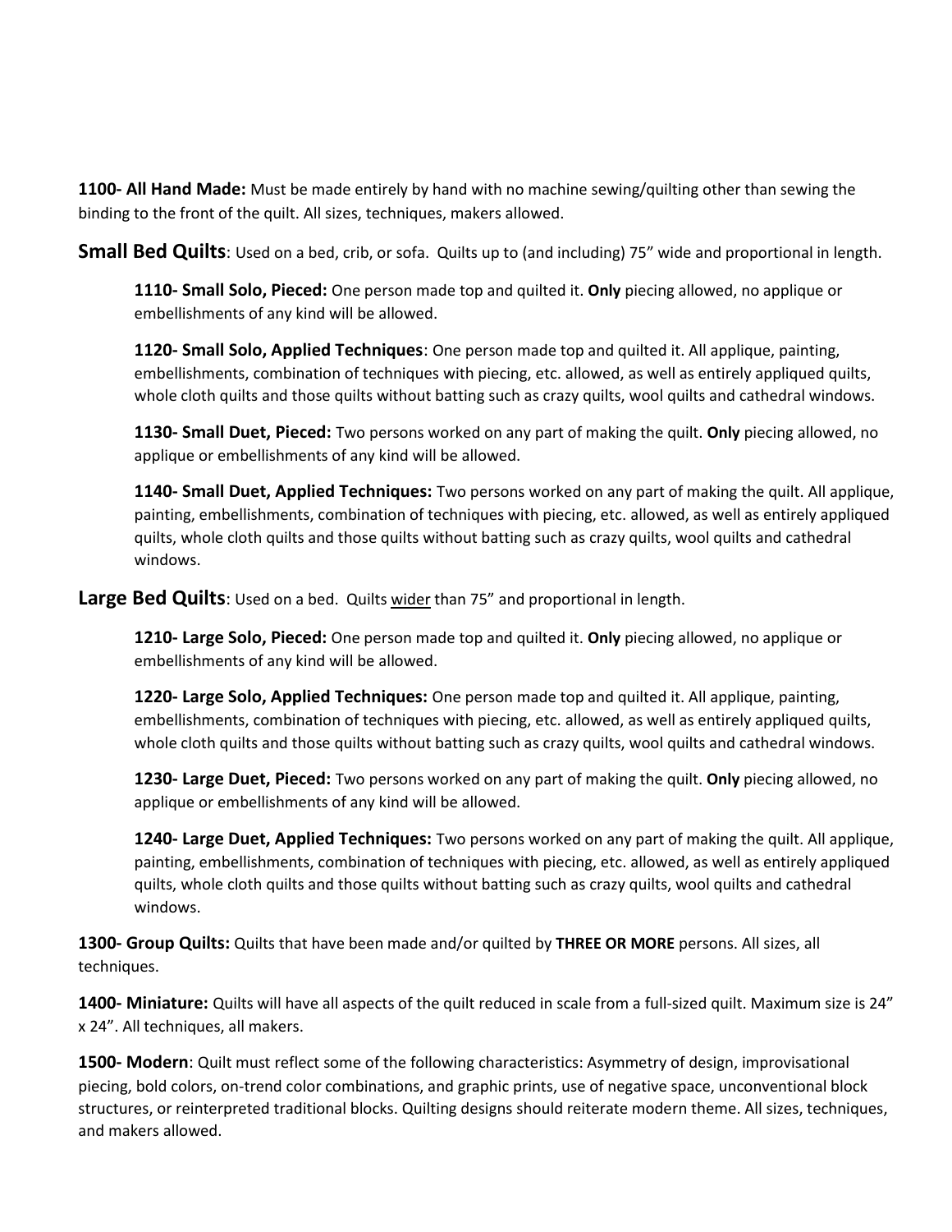**1100- All Hand Made:** Must be made entirely by hand with no machine sewing/quilting other than sewing the binding to the front of the quilt. All sizes, techniques, makers allowed.

## Small Bed Quilts: Used on a bed, crib, or sofa. Quilts up to (and including) 75" wide and proportional in length.

**1110- Small Solo, Pieced:** One person made top and quilted it. **Only** piecing allowed, no applique or embellishments of any kind will be allowed.

**1120- Small Solo, Applied Techniques**: One person made top and quilted it. All applique, painting, embellishments, combination of techniques with piecing, etc. allowed, as well as entirely appliqued quilts, whole cloth quilts and those quilts without batting such as crazy quilts, wool quilts and cathedral windows.

**1130- Small Duet, Pieced:** Two persons worked on any part of making the quilt. **Only** piecing allowed, no applique or embellishments of any kind will be allowed.

**1140- Small Duet, Applied Techniques:** Two persons worked on any part of making the quilt. All applique, painting, embellishments, combination of techniques with piecing, etc. allowed, as well as entirely appliqued quilts, whole cloth quilts and those quilts without batting such as crazy quilts, wool quilts and cathedral windows.

## Large Bed Quilts: Used on a bed. Quilts wider than 75" and proportional in length.

**1210- Large Solo, Pieced:** One person made top and quilted it. **Only** piecing allowed, no applique or embellishments of any kind will be allowed.

**1220- Large Solo, Applied Techniques:** One person made top and quilted it. All applique, painting, embellishments, combination of techniques with piecing, etc. allowed, as well as entirely appliqued quilts, whole cloth quilts and those quilts without batting such as crazy quilts, wool quilts and cathedral windows.

**1230- Large Duet, Pieced:** Two persons worked on any part of making the quilt. **Only** piecing allowed, no applique or embellishments of any kind will be allowed.

**1240- Large Duet, Applied Techniques:** Two persons worked on any part of making the quilt. All applique, painting, embellishments, combination of techniques with piecing, etc. allowed, as well as entirely appliqued quilts, whole cloth quilts and those quilts without batting such as crazy quilts, wool quilts and cathedral windows.

**1300- Group Quilts:** Quilts that have been made and/or quilted by **THREE OR MORE** persons. All sizes, all techniques.

**1400- Miniature:** Quilts will have all aspects of the quilt reduced in scale from a full-sized quilt. Maximum size is 24" x 24". All techniques, all makers.

**1500- Modern**: Quilt must reflect some of the following characteristics: Asymmetry of design, improvisational piecing, bold colors, on-trend color combinations, and graphic prints, use of negative space, unconventional block structures, or reinterpreted traditional blocks. Quilting designs should reiterate modern theme. All sizes, techniques, and makers allowed.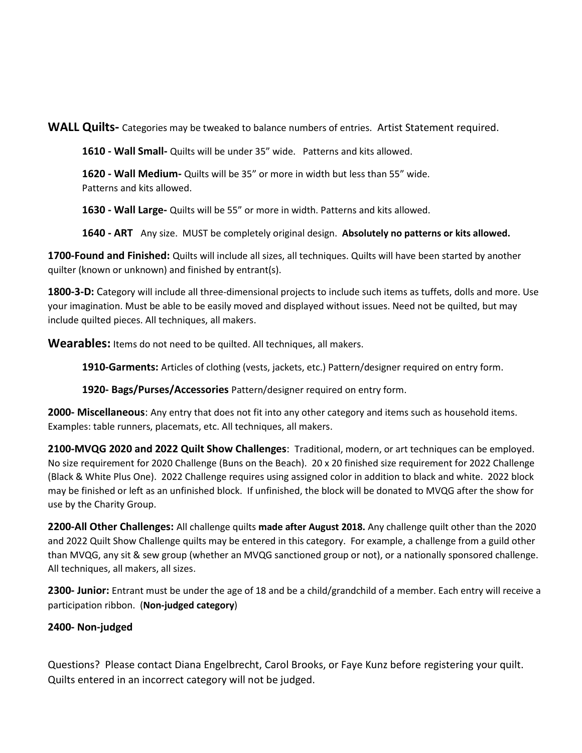**WALL Quilts-** Categories may be tweaked to balance numbers of entries. Artist Statement required.

**1610 - Wall Small-** Quilts will be under 35" wide. Patterns and kits allowed.

**1620 - Wall Medium-** Quilts will be 35" or more in width but less than 55" wide. Patterns and kits allowed.

**1630 - Wall Large-** Quilts will be 55" or more in width. Patterns and kits allowed.

**1640 - ART** Any size. MUST be completely original design. **Absolutely no patterns or kits allowed.**

**1700-Found and Finished:** Quilts will include all sizes, all techniques. Quilts will have been started by another quilter (known or unknown) and finished by entrant(s).

**1800-3-D:** Category will include all three-dimensional projects to include such items as tuffets, dolls and more. Use your imagination. Must be able to be easily moved and displayed without issues. Need not be quilted, but may include quilted pieces. All techniques, all makers.

**Wearables:** Items do not need to be quilted. All techniques, all makers.

**1910-Garments:** Articles of clothing (vests, jackets, etc.) Pattern/designer required on entry form.

**1920- Bags/Purses/Accessories** Pattern/designer required on entry form.

**2000- Miscellaneous**: Any entry that does not fit into any other category and items such as household items. Examples: table runners, placemats, etc. All techniques, all makers.

**2100-MVQG 2020 and 2022 Quilt Show Challenges**: Traditional, modern, or art techniques can be employed. No size requirement for 2020 Challenge (Buns on the Beach). 20 x 20 finished size requirement for 2022 Challenge (Black & White Plus One). 2022 Challenge requires using assigned color in addition to black and white. 2022 block may be finished or left as an unfinished block. If unfinished, the block will be donated to MVQG after the show for use by the Charity Group.

**2200-All Other Challenges:** All challenge quilts **made after August 2018.** Any challenge quilt other than the 2020 and 2022 Quilt Show Challenge quilts may be entered in this category. For example, a challenge from a guild other than MVQG, any sit & sew group (whether an MVQG sanctioned group or not), or a nationally sponsored challenge. All techniques, all makers, all sizes.

**2300- Junior:** Entrant must be under the age of 18 and be a child/grandchild of a member. Each entry will receive a participation ribbon. (**Non-judged category**)

**2400- Non-judged**

Questions? Please contact Diana Engelbrecht, Carol Brooks, or Faye Kunz before registering your quilt. Quilts entered in an incorrect category will not be judged.